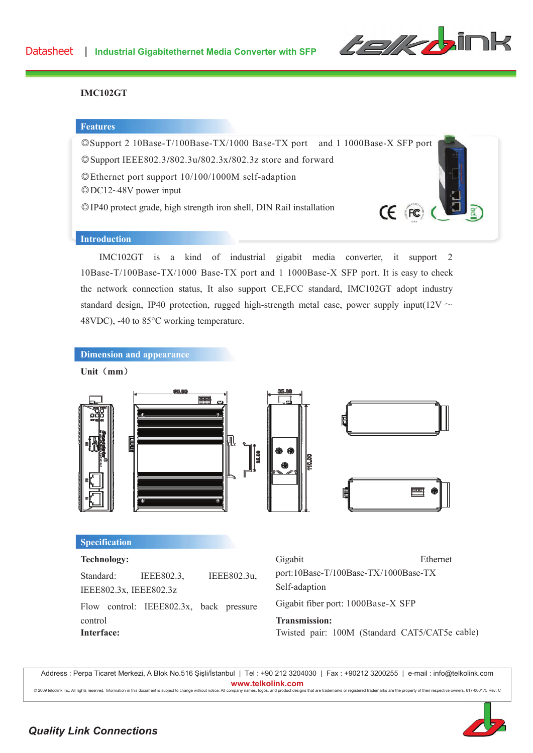# IMC102GT

## Features

◎Support 2 10Base-T/100Base-TX/1000 Base-TX port and 1 1000Base-X SFP port

◎Support IEEE802.3/802.3u/802.3x/802.3z store and forward

◎Ethernet port support 10/100/1000M self-adaption

◎DC12~48V power input

◎IP40 protect grade, high strength iron shell, DIN Rail installation

## Introduction

IMC102GT is a kind of industrial gigabit media converter, it support 2 10Base-T/100Base-TX/1000 Base-TX port and 1 1000Base-X SFP port. It is easy to check the network connection status, It also support CE,FCC standard, IMC102GT adopt industry standard design, IP40 protection, rugged high-strength metal case, power supply input(12V ~ 48VDC), -40 to 85°C working temperature.

## Dimension and appearance

**Unit（mm）**

## Specification

**Technology:**

Standard: IEEE802.3, IEEE802.3u, IEEE802.3x, IEEE802.3z

Flow control: IEEE802.3x, back pressure control

**Interface:**

Gigabit Ethernet port:10Base-T/100Base-TX/1000Base-TX Self-adaption

Gigabit fiber port: 1000Base-X SFP

**Transmission:**

Twisted pair: 100M (Standard CAT5/CAT5e cable)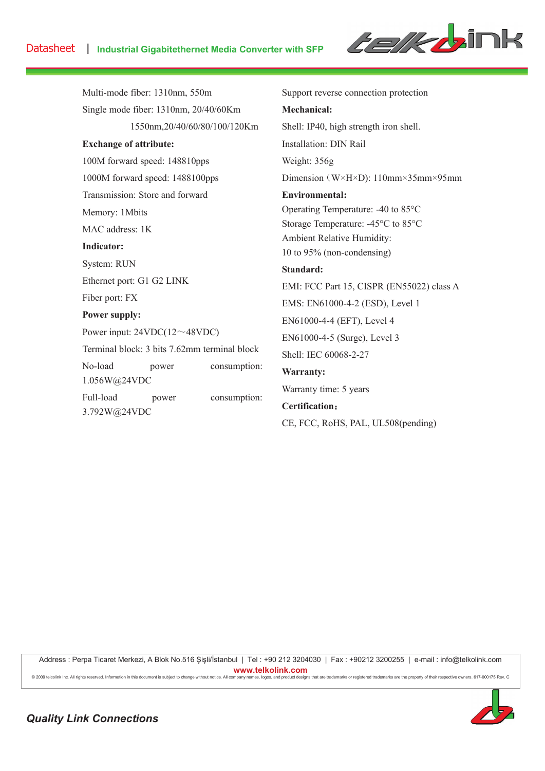Multi-mode fiber: 1310nm, 550m

Single mode fiber: 1310nm, 20/40/60Km

1550nm,20/40/60/80/100/120Km

**Exchange of attribute:**

100M forward speed: 148810pps

1000M forward speed: 1488100pps

Transmission: Store and forward

Memory: 1Mbits

MAC address: 1K

**Indicator:**

System: RUN

Ethernet port: G1 G2 LINK

Fiber port: FX

**Power supply:**

Power input: 24VDC(12～48VDC)

Terminal block: 3 bits 7.62mm terminal block

No-load power consumption: 1.056W@24VDC

Full-load power consumption: 3.792W@24VDC

Support reverse connection protection

**Mechanical:**

Shell: IP40, high strength iron shell.

Installation: DIN Rail

Weight: 356g

Dimension（W×H×D): 110mm×35mm×95mm

**Environmental:**

Operating Temperature: -40 to 85°C

Storage Temperature: -45°C to 85°C

Ambient Relative Humidity:

10 to 95% (non-condensing)

**Standard:**

EMI: FCC Part 15, CISPR (EN55022) class A

EMS: EN61000-4-2 (ESD), Level 1

EN61000-4-4 (EFT), Level 4

EN61000-4-5 (Surge), Level 3

Shell: IEC 60068-2-27

**Warranty:**

Warranty time: 5 years

**Certification：**

CE, FCC, RoHS, PAL, UL508(pending)